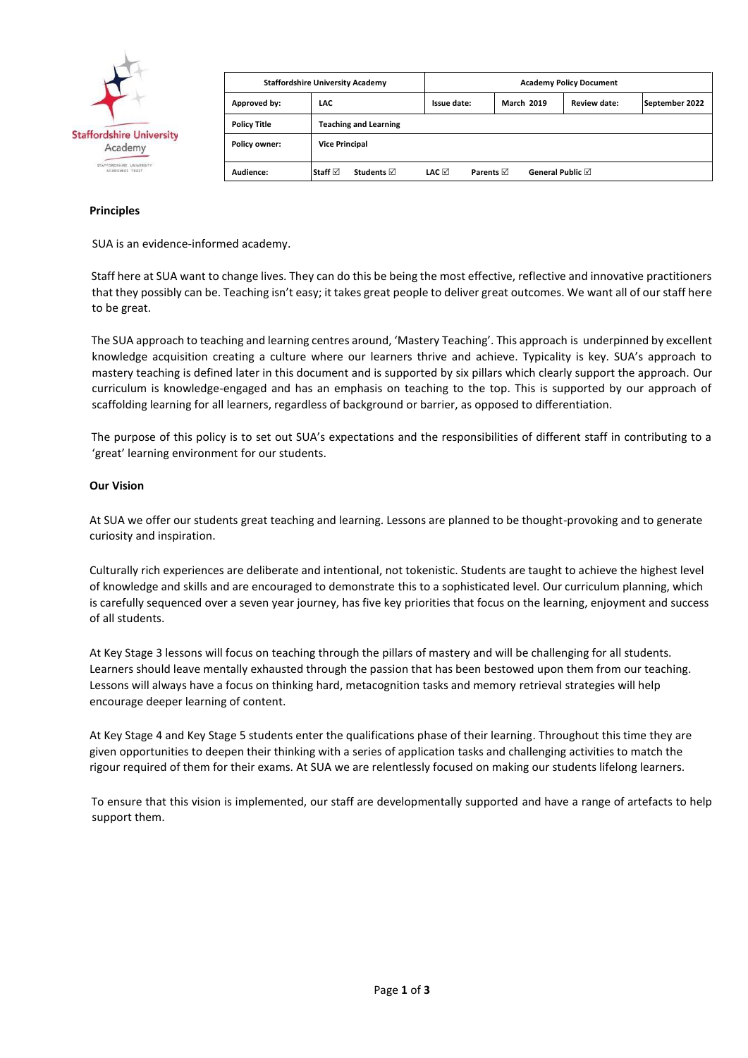| Staffordshire University Academy | | Academy Policy Document | | | |
|---|---|---|---|---|---|
| Approved by: | LAC | Issue date: | March 2019 | Review date: | September 2022 |
| Policy Title | Teaching and Learning | | | | |
| Policy owner: | Vice Principal | | | | |
| Audience: | Staff ☑ Students ☑ | LAC ☑ Parents ☑ General Public ☑ | | | |

**Principles**

SUA is an evidence-informed academy.

Staff here at SUA want to change lives. They can do this be being the most effective, reflective and innovative practitioners that they possibly can be. Teaching isn't easy; it takes great people to deliver great outcomes. We want all of our staff here to be great.

The SUA approach to teaching and learning centres around, 'Mastery Teaching'. This approach is underpinned by excellent knowledge acquisition creating a culture where our learners thrive and achieve. Typicality is key. SUA's approach to mastery teaching is defined later in this document and is supported by six pillars which clearly support the approach. Our curriculum is knowledge-engaged and has an emphasis on teaching to the top. This is supported by our approach of scaffolding learning for all learners, regardless of background or barrier, as opposed to differentiation.

The purpose of this policy is to set out SUA's expectations and the responsibilities of different staff in contributing to a 'great' learning environment for our students.

**Our Vision**

At SUA we offer our students great teaching and learning. Lessons are planned to be thought-provoking and to generate curiosity and inspiration.

Culturally rich experiences are deliberate and intentional, not tokenistic. Students are taught to achieve the highest level of knowledge and skills and are encouraged to demonstrate this to a sophisticated level. Our curriculum planning, which is carefully sequenced over a seven year journey, has five key priorities that focus on the learning, enjoyment and success of all students.

At Key Stage 3 lessons will focus on teaching through the pillars of mastery and will be challenging for all students. Learners should leave mentally exhausted through the passion that has been bestowed upon them from our teaching. Lessons will always have a focus on thinking hard, metacognition tasks and memory retrieval strategies will help encourage deeper learning of content.

At Key Stage 4 and Key Stage 5 students enter the qualifications phase of their learning. Throughout this time they are given opportunities to deepen their thinking with a series of application tasks and challenging activities to match the rigour required of them for their exams. At SUA we are relentlessly focused on making our students lifelong learners.

To ensure that this vision is implemented, our staff are developmentally supported and have a range of artefacts to help support them.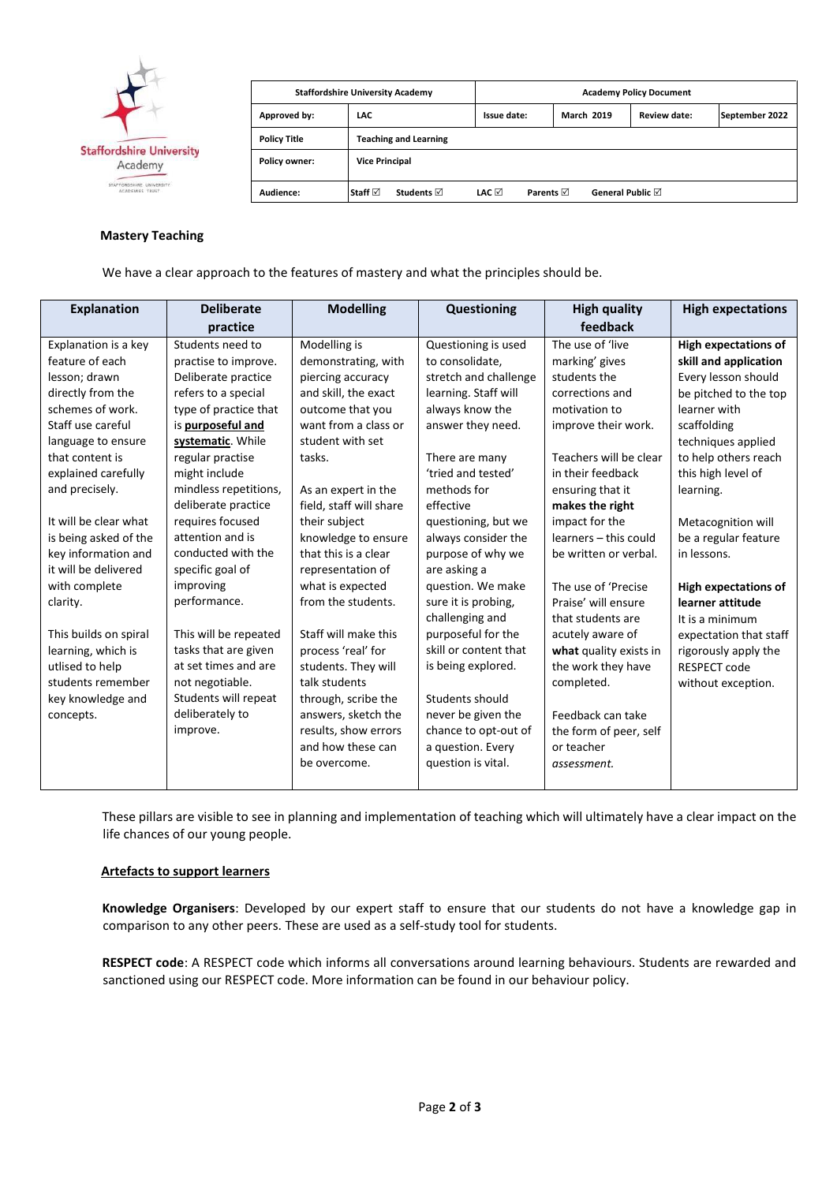| Staffordshire University Academy | | Academy Policy Document | | | |
|---|---|---|---|---|---|
| Approved by: | LAC | Issue date: | March 2019 | Review date: | September 2022 |
| Policy Title | Teaching and Learning | | | | |
| Policy owner: | Vice Principal | | | | |
| Audience: | Staff ☑ Students ☑ LAC ☑ Parents ☑ General Public ☑ | | | | |

**Mastery Teaching**

We have a clear approach to the features of mastery and what the principles should be.

| Explanation | Deliberate practice | Modelling | Questioning | High quality feedback | High expectations |
|---|---|---|---|---|---|
| Explanation is a key feature of each lesson; drawn directly from the schemes of work. Staff use careful language to ensure that content is explained carefully and precisely.<br><br>It will be clear what is being asked of the key information and it will be delivered with complete clarity.<br><br>This builds on spiral learning, which is utlised to help students remember key knowledge and concepts. | Students need to practise to improve. Deliberate practice refers to a special type of practice that is **purposeful and systematic**. While regular practise might include mindless repetitions, deliberate practice requires focused attention and is conducted with the specific goal of improving performance.<br><br>This will be repeated tasks that are given at set times and are not negotiable. Students will repeat deliberately to improve. | Modelling is demonstrating, with piercing accuracy and skill, the exact outcome that you want from a class or student with set tasks.<br><br>As an expert in the field, staff will share their subject knowledge to ensure that this is a clear representation of what is expected from the students.<br><br>Staff will make this process 'real' for students. They will talk students through, scribe the answers, sketch the results, show errors and how these can be overcome. | Questioning is used to consolidate, stretch and challenge learning. Staff will always know the answer they need.<br><br>There are many 'tried and tested' methods for effective questioning, but we always consider the purpose of why we are asking a question. We make sure it is probing, challenging and purposeful for the skill or content that is being explored.<br><br>Students should never be given the chance to opt-out of a question. Every question is vital. | The use of 'live marking' gives students the corrections and motivation to improve their work.<br><br>Teachers will be clear in their feedback ensuring that it **makes the right** impact for the learners – this could be written or verbal.<br><br>The use of 'Precise Praise' will ensure that students are acutely aware of **what** quality exists in the work they have completed.<br><br>Feedback can take the form of peer, self or teacher *assessment.* | **High expectations of skill and application** Every lesson should be pitched to the top learner with scaffolding techniques applied to help others reach this high level of learning.<br><br>Metacognition will be a regular feature in lessons.<br><br>**High expectations of learner attitude** It is a minimum expectation that staff rigorously apply the RESPECT code without exception. |

These pillars are visible to see in planning and implementation of teaching which will ultimately have a clear impact on the life chances of our young people.

**Artefacts to support learners**

**Knowledge Organisers**: Developed by our expert staff to ensure that our students do not have a knowledge gap in comparison to any other peers. These are used as a self-study tool for students.

**RESPECT code**: A RESPECT code which informs all conversations around learning behaviours. Students are rewarded and sanctioned using our RESPECT code. More information can be found in our behaviour policy.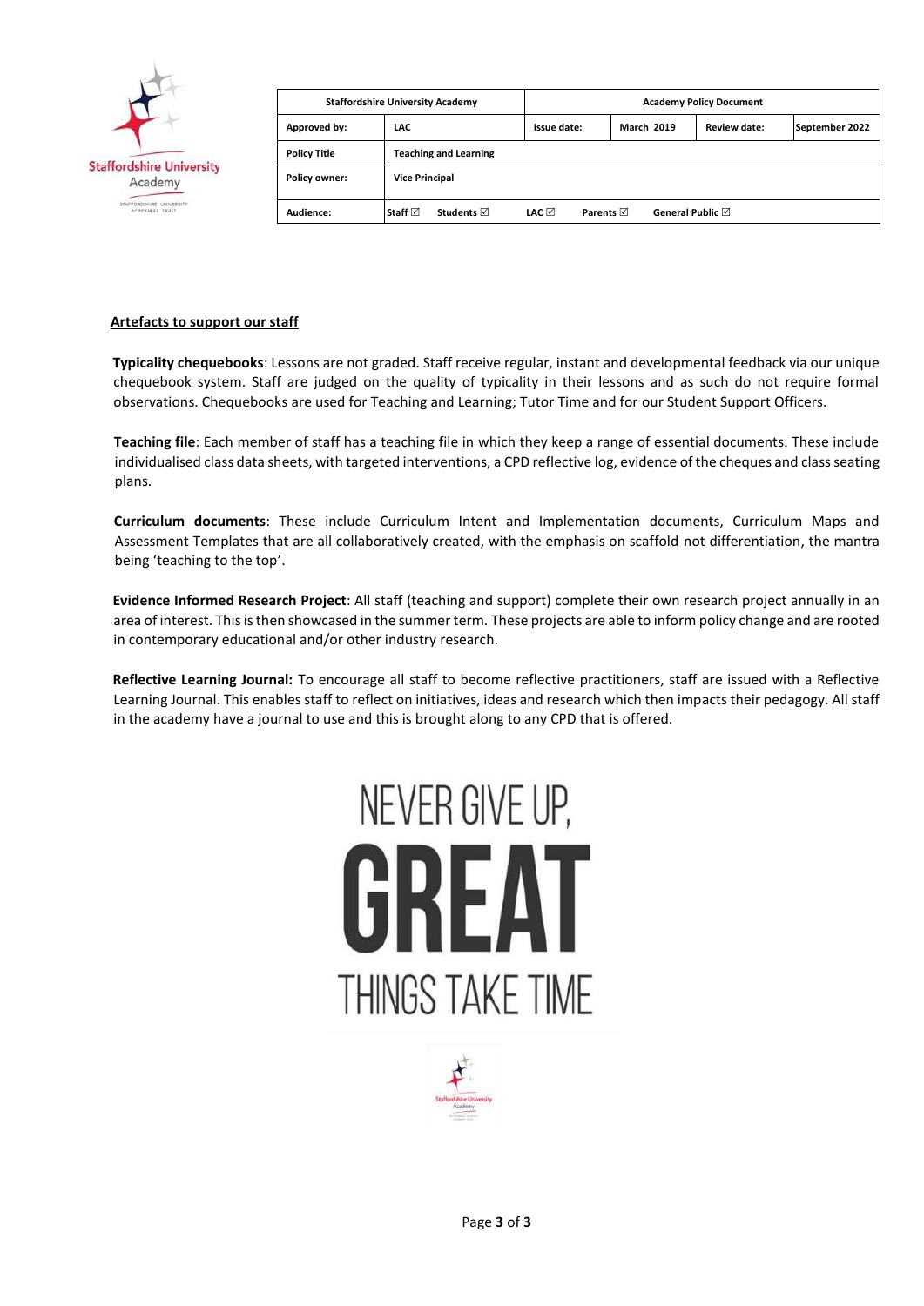**Artefacts to support our staff**

**Typicality chequebooks**: Lessons are not graded. Staff receive regular, instant and developmental feedback via our unique chequebook system. Staff are judged on the quality of typicality in their lessons and as such do not require formal observations. Chequebooks are used for Teaching and Learning; Tutor Time and for our Student Support Officers.

**Teaching file**: Each member of staff has a teaching file in which they keep a range of essential documents. These include individualised class data sheets, with targeted interventions, a CPD reflective log, evidence of the cheques and class seating plans.

**Curriculum documents**: These include Curriculum Intent and Implementation documents, Curriculum Maps and Assessment Templates that are all collaboratively created, with the emphasis on scaffold not differentiation, the mantra being 'teaching to the top'.

**Evidence Informed Research Project**: All staff (teaching and support) complete their own research project annually in an area of interest. This is then showcased in the summer term. These projects are able to inform policy change and are rooted in contemporary educational and/or other industry research.

**Reflective Learning Journal:** To encourage all staff to become reflective practitioners, staff are issued with a Reflective Learning Journal. This enables staff to reflect on initiatives, ideas and research which then impacts their pedagogy. All staff in the academy have a journal to use and this is brought along to any CPD that is offered.

NEVER GIVE UP,
GREAT
THINGS TAKE TIME